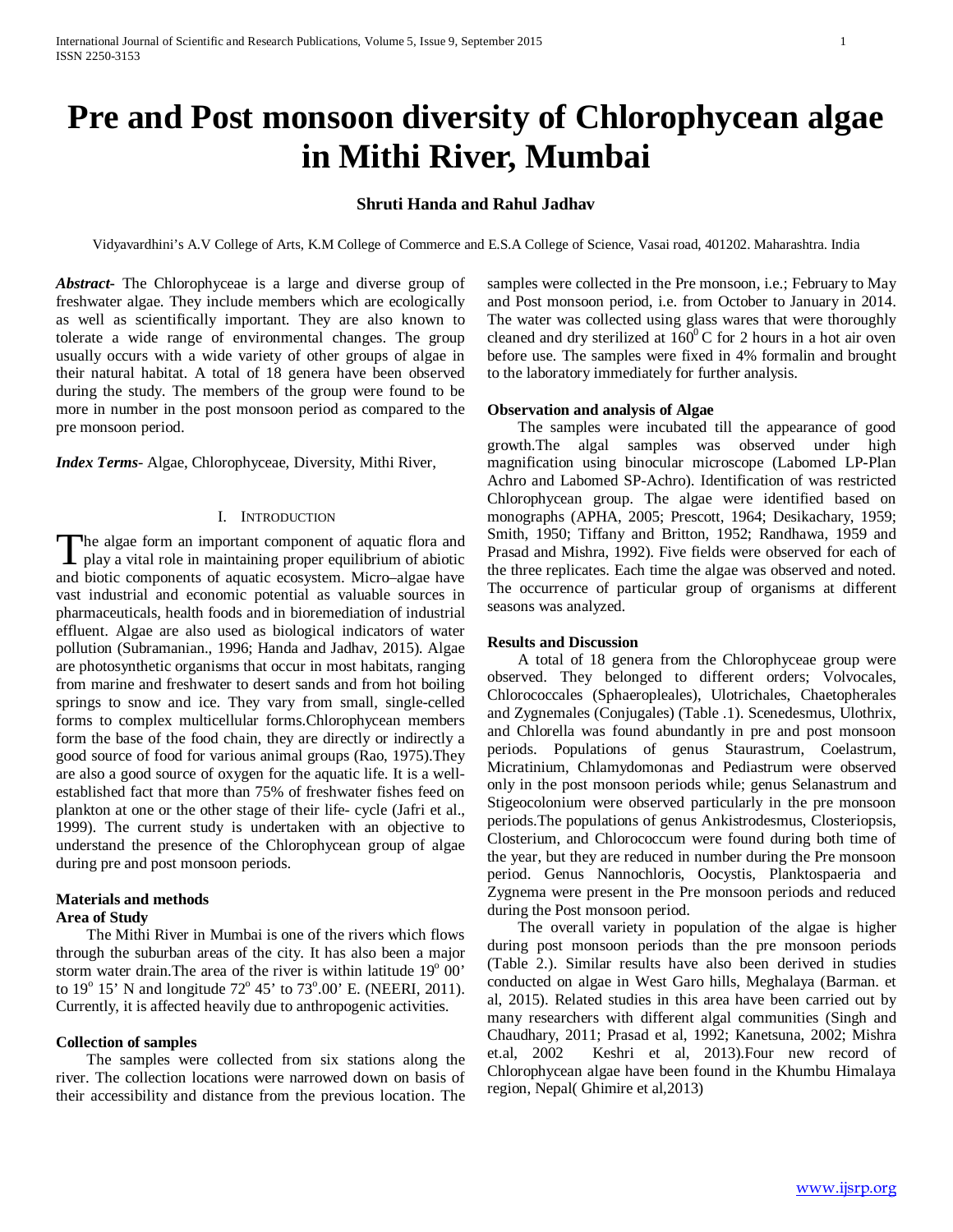# Pre and Post monsoon diversity of Chlorophycean algae in Mithi River, Mumbai

**Shruti Handa and Rahul Jadhav**

Vidyavardhini's A.V College of Arts, K.M College of Commerce and E.S.A College of Science, Vasai road, 401202. Maharashtra. India

***Abstract-*** The Chlorophyceae is a large and diverse group of freshwater algae. They include members which are ecologically as well as scientifically important. They are also known to tolerate a wide range of environmental changes. The group usually occurs with a wide variety of other groups of algae in their natural habitat. A total of 18 genera have been observed during the study. The members of the group were found to be more in number in the post monsoon period as compared to the pre monsoon period.

***Index Terms-*** Algae, Chlorophyceae, Diversity, Mithi River,

## I. Introduction

The algae form an important component of aquatic flora and play a vital role in maintaining proper equilibrium of abiotic and biotic components of aquatic ecosystem. Micro–algae have vast industrial and economic potential as valuable sources in pharmaceuticals, health foods and in bioremediation of industrial effluent. Algae are also used as biological indicators of water pollution (Subramanian., 1996; Handa and Jadhav, 2015). Algae are photosynthetic organisms that occur in most habitats, ranging from marine and freshwater to desert sands and from hot boiling springs to snow and ice. They vary from small, single-celled forms to complex multicellular forms.Chlorophycean members form the base of the food chain, they are directly or indirectly a good source of food for various animal groups (Rao, 1975).They are also a good source of oxygen for the aquatic life. It is a well-established fact that more than 75% of freshwater fishes feed on plankton at one or the other stage of their life- cycle (Jafri et al., 1999). The current study is undertaken with an objective to understand the presence of the Chlorophycean group of algae during pre and post monsoon periods.

## Materials and methods

### Area of Study

The Mithi River in Mumbai is one of the rivers which flows through the suburban areas of the city. It has also been a major storm water drain.The area of the river is within latitude $19^o$ 00' to $19^o$ 15' N and longitude $72^o$ 45' to $73^o$.00' E. (NEERI, 2011). Currently, it is affected heavily due to anthropogenic activities.

### Collection of samples

The samples were collected from six stations along the river. The collection locations were narrowed down on basis of their accessibility and distance from the previous location. The samples were collected in the Pre monsoon, i.e.; February to May and Post monsoon period, i.e. from October to January in 2014. The water was collected using glass wares that were thoroughly cleaned and dry sterilized at $160^0$ C for 2 hours in a hot air oven before use. The samples were fixed in 4% formalin and brought to the laboratory immediately for further analysis.

### Observation and analysis of Algae

The samples were incubated till the appearance of good growth.The algal samples was observed under high magnification using binocular microscope (Labomed LP-Plan Achro and Labomed SP-Achro). Identification of was restricted Chlorophycean group. The algae were identified based on monographs (APHA, 2005; Prescott, 1964; Desikachary, 1959; Smith, 1950; Tiffany and Britton, 1952; Randhawa, 1959 and Prasad and Mishra, 1992). Five fields were observed for each of the three replicates. Each time the algae was observed and noted. The occurrence of particular group of organisms at different seasons was analyzed.

## Results and Discussion

A total of 18 genera from the Chlorophyceae group were observed. They belonged to different orders; Volvocales, Chlorococcales (Sphaeropleales), Ulotrichales, Chaetopherales and Zygnemales (Conjugales) (Table .1). Scenedesmus, Ulothrix, and Chlorella was found abundantly in pre and post monsoon periods. Populations of genus Staurastrum, Coelastrum, Micratinium, Chlamydomonas and Pediastrum were observed only in the post monsoon periods while; genus Selanastrum and Stigeocolonium were observed particularly in the pre monsoon periods.The populations of genus Ankistrodesmus, Closteriopsis, Closterium, and Chlorococcum were found during both time of the year, but they are reduced in number during the Pre monsoon period. Genus Nannochloris, Oocystis, Planktospaeria and Zygnema were present in the Pre monsoon periods and reduced during the Post monsoon period.

The overall variety in population of the algae is higher during post monsoon periods than the pre monsoon periods (Table 2.). Similar results have also been derived in studies conducted on algae in West Garo hills, Meghalaya (Barman. et al, 2015). Related studies in this area have been carried out by many researchers with different algal communities (Singh and Chaudhary, 2011; Prasad et al, 1992; Kanetsuna, 2002; Mishra et.al, 2002 Keshri et al, 2013).Four new record of Chlorophycean algae have been found in the Khumbu Himalaya region, Nepal( Ghimire et al,2013)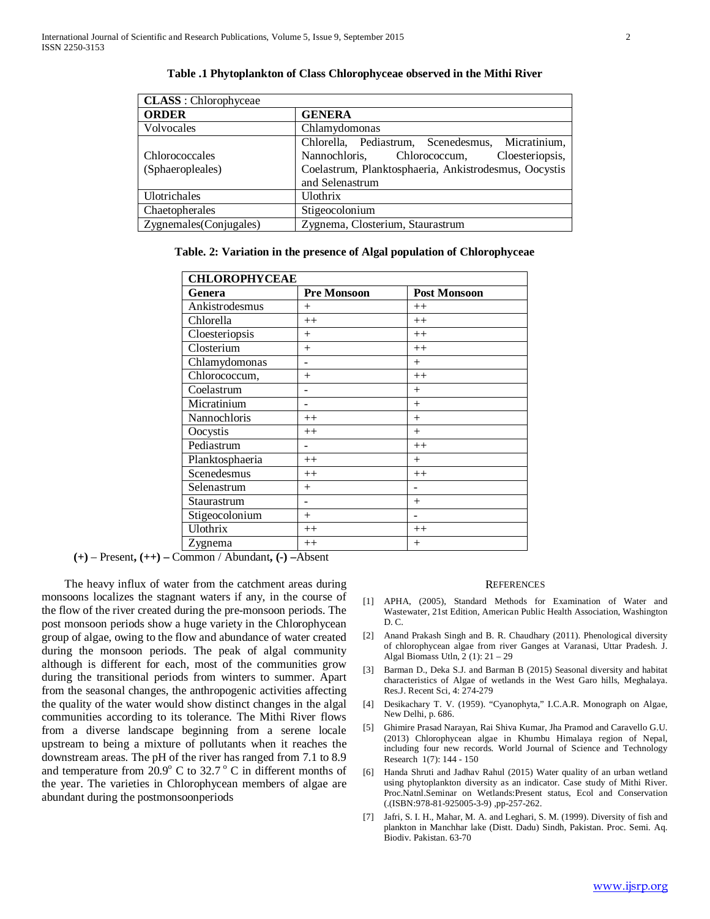**Table .1 Phytoplankton of Class Chlorophyceae observed in the Mithi River**

| **CLASS** : Chlorophyceae | |
|---|---|
| **ORDER** | **GENERA** |
| Volvocales | Chlamydomonas |
| Chlorococcales (Sphaeropleales) | Chlorella, Pediastrum, Scenedesmus, Micratinium, Nannochloris, Chlorococcum, Cloesteriopsis, Coelastrum, Planktosphaeria, Ankistrodesmus, Oocystis and Selenastrum |
| Ulotrichales | Ulothrix |
| Chaetopherales | Stigeocolonium |
| Zygnemales(Conjugales) | Zygnema, Closterium, Staurastrum |

**Table. 2: Variation in the presence of Algal population of Chlorophyceae**

| **CHLOROPHYCEAE** | | |
|---|---|---|
| **Genera** | **Pre Monsoon** | **Post Monsoon** |
| Ankistrodesmus | + | ++ |
| Chlorella | ++ | ++ |
| Cloesteriopsis | + | ++ |
| Closterium | + | ++ |
| Chlamydomonas | - | + |
| Chlorococcum, | + | ++ |
| Coelastrum | - | + |
| Micratinium | - | + |
| Nannochloris | ++ | + |
| Oocystis | ++ | + |
| Pediastrum | - | ++ |
| Planktosphaeria | ++ | + |
| Scenedesmus | ++ | ++ |
| Selenastrum | + | - |
| Staurastrum | - | + |
| Stigeocolonium | + | - |
| Ulothrix | ++ | ++ |
| Zygnema | ++ | + |

**(+)** – Present**, (++) –** Common / Abundant**, (-) –**Absent

The heavy influx of water from the catchment areas during monsoons localizes the stagnant waters if any, in the course of the flow of the river created during the pre-monsoon periods. The post monsoon periods show a huge variety in the Chlorophycean group of algae, owing to the flow and abundance of water created during the monsoon periods. The peak of algal community although is different for each, most of the communities grow during the transitional periods from winters to summer. Apart from the seasonal changes, the anthropogenic activities affecting the quality of the water would show distinct changes in the algal communities according to its tolerance. The Mithi River flows from a diverse landscape beginning from a serene locale upstream to being a mixture of pollutants when it reaches the downstream areas. The pH of the river has ranged from 7.1 to 8.9 and temperature from 20.9$^{o}$ C to 32.7 $^{o}$ C in different months of the year. The varieties in Chlorophycean members of algae are abundant during the postmonsoonperiods

## REFERENCES

[1] APHA, (2005), Standard Methods for Examination of Water and Wastewater, 21st Edition, American Public Health Association, Washington D. C.

[2] Anand Prakash Singh and B. R. Chaudhary (2011). Phenological diversity of chlorophycean algae from river Ganges at Varanasi, Uttar Pradesh. J. Algal Biomass Utln, 2 (1): 21 – 29

[3] Barman D., Deka S.J. and Barman B (2015) Seasonal diversity and habitat characteristics of Algae of wetlands in the West Garo hills, Meghalaya. Res.J. Recent Sci, 4: 274-279

[4] Desikachary T. V. (1959). "Cyanophyta," I.C.A.R. Monograph on Algae, New Delhi, p. 686.

[5] Ghimire Prasad Narayan, Rai Shiva Kumar, Jha Pramod and Caravello G.U. (2013) Chlorophycean algae in Khumbu Himalaya region of Nepal, including four new records. World Journal of Science and Technology Research 1(7): 144 - 150

[6] Handa Shruti and Jadhav Rahul (2015) Water quality of an urban wetland using phytoplankton diversity as an indicator. Case study of Mithi River. Proc.Natnl.Seminar on Wetlands:Present status, Ecol and Conservation (.(ISBN:978-81-925005-3-9) ,pp-257-262.

[7] Jafri, S. I. H., Mahar, M. A. and Leghari, S. M. (1999). Diversity of fish and plankton in Manchhar lake (Distt. Dadu) Sindh, Pakistan. Proc. Semi. Aq. Biodiv. Pakistan. 63-70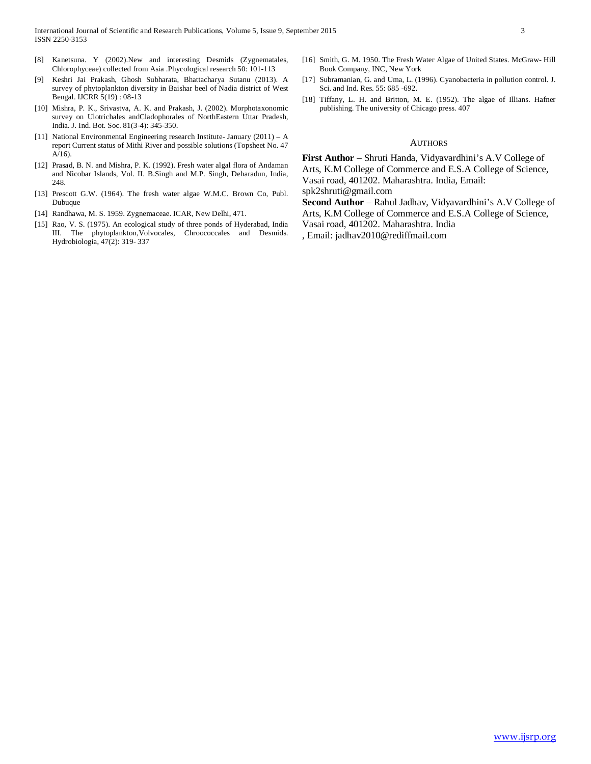[8] Kanetsuna. Y (2002).New and interesting Desmids (Zygnematales, Chlorophyceae) collected from Asia .Phycological research 50: 101-113

[9] Keshri Jai Prakash, Ghosh Subharata, Bhattacharya Sutanu (2013). A survey of phytoplankton diversity in Baishar beel of Nadia district of West Bengal. IJCRR 5(19) : 08-13

[10] Mishra, P. K., Srivastva, A. K. and Prakash, J. (2002). Morphotaxonomic survey on Ulotrichales andCladophorales of NorthEastern Uttar Pradesh, India. J. Ind. Bot. Soc. 81(3-4): 345-350.

[11] National Environmental Engineering research Institute- January (2011) – A report Current status of Mithi River and possible solutions (Topsheet No. 47 A/16).

[12] Prasad, B. N. and Mishra, P. K. (1992). Fresh water algal flora of Andaman and Nicobar Islands, Vol. II. B.Singh and M.P. Singh, Deharadun, India, 248.

[13] Prescott G.W. (1964). The fresh water algae W.M.C. Brown Co, Publ. Dubuque

[14] Randhawa, M. S. 1959. Zygnemaceae. ICAR, New Delhi, 471.

[15] Rao, V. S. (1975). An ecological study of three ponds of Hyderabad, India III. The phytoplankton,Volvocales, Chroococcales and Desmids. Hydrobiologia, 47(2): 319- 337

[16] Smith, G. M. 1950. The Fresh Water Algae of United States. McGraw- Hill Book Company, INC, New York

[17] Subramanian, G. and Uma, L. (1996). Cyanobacteria in pollution control. J. Sci. and Ind. Res. 55: 685 -692.

[18] Tiffany, L. H. and Britton, M. E. (1952). The algae of Illians. Hafner publishing. The university of Chicago press. 407

## AUTHORS

**First Author** – Shruti Handa, Vidyavardhini's A.V College of Arts, K.M College of Commerce and E.S.A College of Science, Vasai road, 401202. Maharashtra. India, Email: spk2shruti@gmail.com

**Second Author** – Rahul Jadhav, Vidyavardhini's A.V College of Arts, K.M College of Commerce and E.S.A College of Science, Vasai road, 401202. Maharashtra. India
, Email: jadhav2010@rediffmail.com